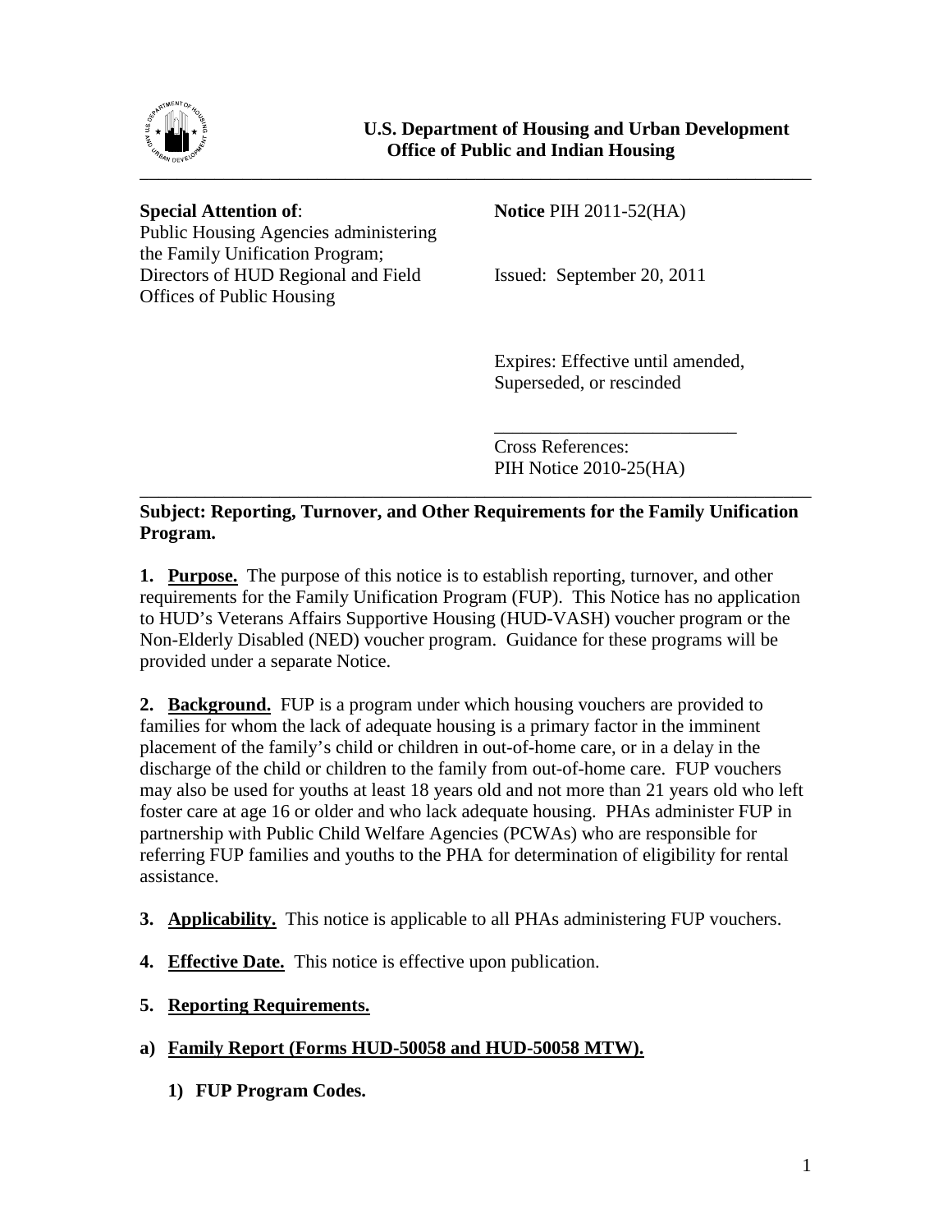**U.S. Department of Housing and Urban Development**
**Office of Public and Indian Housing**

---

**Special Attention of**:
Public Housing Agencies administering the Family Unification Program;
Directors of HUD Regional and Field Offices of Public Housing

**Notice** PIH 2011-52(HA)

Issued: September 20, 2011

Expires: Effective until amended, Superseded, or rescinded

Cross References:
PIH Notice 2010-25(HA)

---

**Subject: Reporting, Turnover, and Other Requirements for the Family Unification Program.**

**1. Purpose.** The purpose of this notice is to establish reporting, turnover, and other requirements for the Family Unification Program (FUP). This Notice has no application to HUD's Veterans Affairs Supportive Housing (HUD-VASH) voucher program or the Non-Elderly Disabled (NED) voucher program. Guidance for these programs will be provided under a separate Notice.

**2. Background.** FUP is a program under which housing vouchers are provided to families for whom the lack of adequate housing is a primary factor in the imminent placement of the family's child or children in out-of-home care, or in a delay in the discharge of the child or children to the family from out-of-home care. FUP vouchers may also be used for youths at least 18 years old and not more than 21 years old who left foster care at age 16 or older and who lack adequate housing. PHAs administer FUP in partnership with Public Child Welfare Agencies (PCWAs) who are responsible for referring FUP families and youths to the PHA for determination of eligibility for rental assistance.

**3. Applicability.** This notice is applicable to all PHAs administering FUP vouchers.

**4. Effective Date.** This notice is effective upon publication.

**5. Reporting Requirements.**

**a) Family Report (Forms HUD-50058 and HUD-50058 MTW).**

**1) FUP Program Codes.**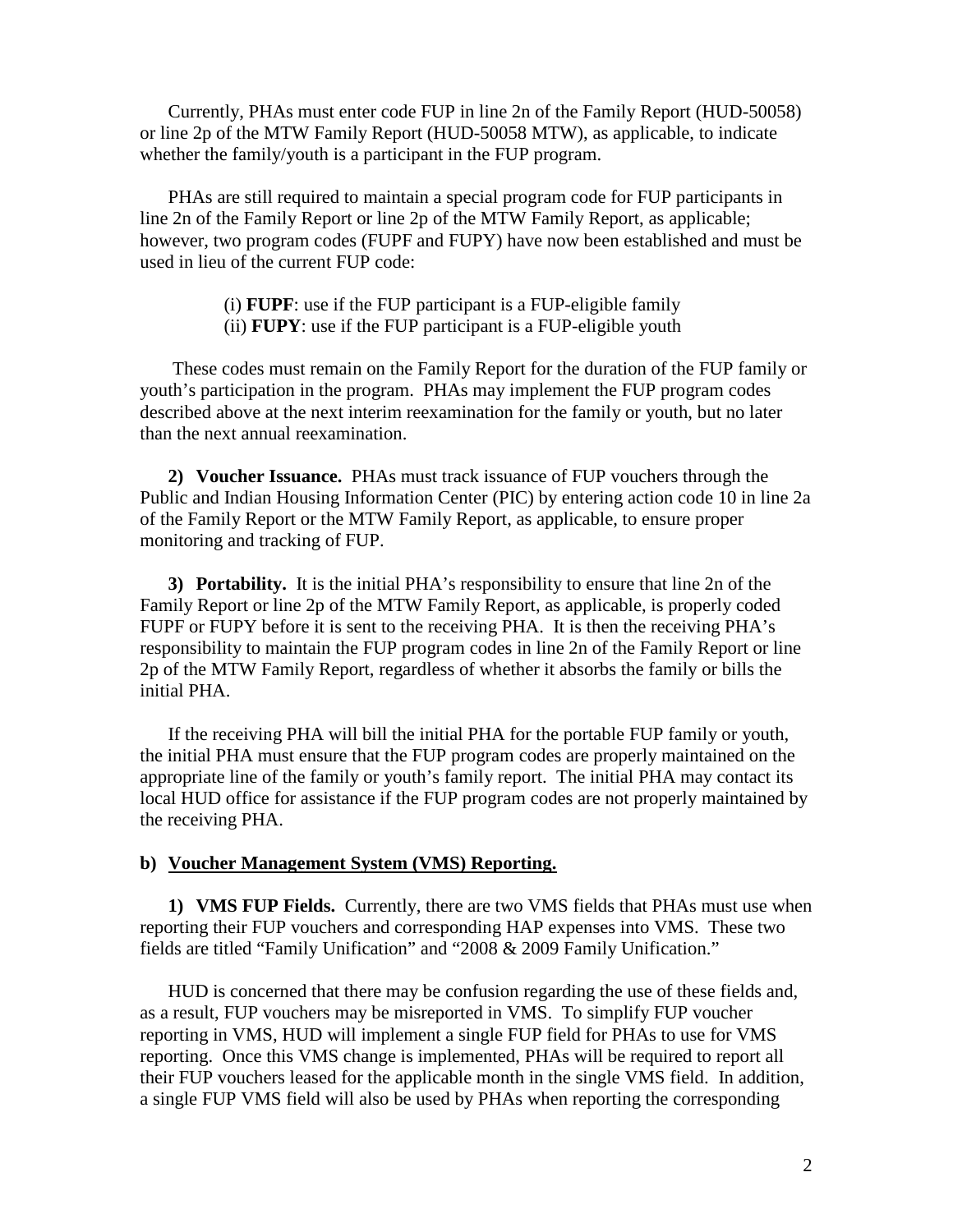Currently, PHAs must enter code FUP in line 2n of the Family Report (HUD-50058) or line 2p of the MTW Family Report (HUD-50058 MTW), as applicable, to indicate whether the family/youth is a participant in the FUP program.

PHAs are still required to maintain a special program code for FUP participants in line 2n of the Family Report or line 2p of the MTW Family Report, as applicable; however, two program codes (FUPF and FUPY) have now been established and must be used in lieu of the current FUP code:

(i) **FUPF**: use if the FUP participant is a FUP-eligible family
(ii) **FUPY**: use if the FUP participant is a FUP-eligible youth

These codes must remain on the Family Report for the duration of the FUP family or youth's participation in the program. PHAs may implement the FUP program codes described above at the next interim reexamination for the family or youth, but no later than the next annual reexamination.

**2) Voucher Issuance.** PHAs must track issuance of FUP vouchers through the Public and Indian Housing Information Center (PIC) by entering action code 10 in line 2a of the Family Report or the MTW Family Report, as applicable, to ensure proper monitoring and tracking of FUP.

**3) Portability.** It is the initial PHA's responsibility to ensure that line 2n of the Family Report or line 2p of the MTW Family Report, as applicable, is properly coded FUPF or FUPY before it is sent to the receiving PHA. It is then the receiving PHA's responsibility to maintain the FUP program codes in line 2n of the Family Report or line 2p of the MTW Family Report, regardless of whether it absorbs the family or bills the initial PHA.

If the receiving PHA will bill the initial PHA for the portable FUP family or youth, the initial PHA must ensure that the FUP program codes are properly maintained on the appropriate line of the family or youth's family report. The initial PHA may contact its local HUD office for assistance if the FUP program codes are not properly maintained by the receiving PHA.

**b) Voucher Management System (VMS) Reporting.**

**1) VMS FUP Fields.** Currently, there are two VMS fields that PHAs must use when reporting their FUP vouchers and corresponding HAP expenses into VMS. These two fields are titled "Family Unification" and "2008 & 2009 Family Unification."

HUD is concerned that there may be confusion regarding the use of these fields and, as a result, FUP vouchers may be misreported in VMS. To simplify FUP voucher reporting in VMS, HUD will implement a single FUP field for PHAs to use for VMS reporting. Once this VMS change is implemented, PHAs will be required to report all their FUP vouchers leased for the applicable month in the single VMS field. In addition, a single FUP VMS field will also be used by PHAs when reporting the corresponding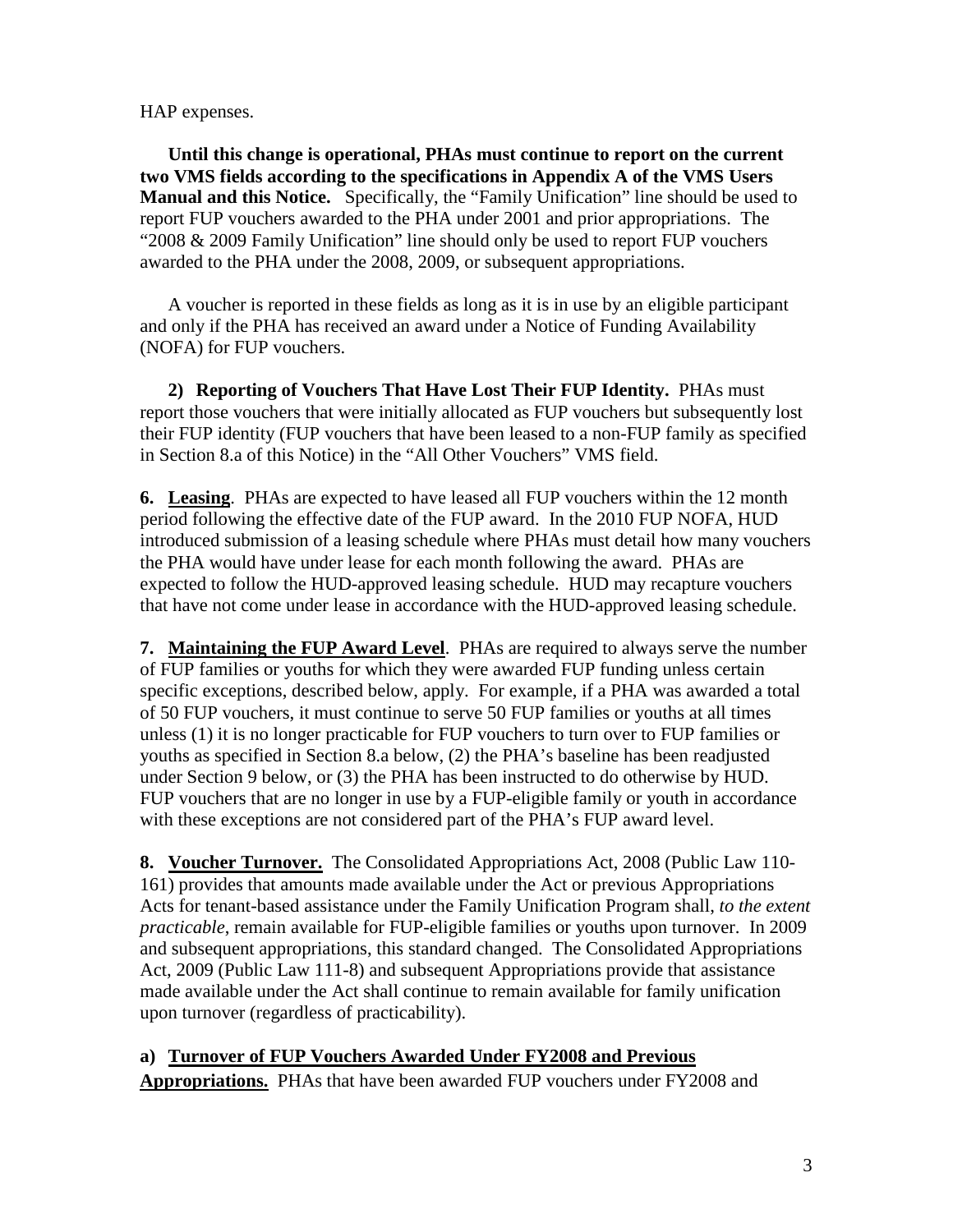HAP expenses.

**Until this change is operational, PHAs must continue to report on the current two VMS fields according to the specifications in Appendix A of the VMS Users Manual and this Notice.** Specifically, the "Family Unification" line should be used to report FUP vouchers awarded to the PHA under 2001 and prior appropriations. The "2008 & 2009 Family Unification" line should only be used to report FUP vouchers awarded to the PHA under the 2008, 2009, or subsequent appropriations.

A voucher is reported in these fields as long as it is in use by an eligible participant and only if the PHA has received an award under a Notice of Funding Availability (NOFA) for FUP vouchers.

**2) Reporting of Vouchers That Have Lost Their FUP Identity.** PHAs must report those vouchers that were initially allocated as FUP vouchers but subsequently lost their FUP identity (FUP vouchers that have been leased to a non-FUP family as specified in Section 8.a of this Notice) in the "All Other Vouchers" VMS field.

**6. Leasing**. PHAs are expected to have leased all FUP vouchers within the 12 month period following the effective date of the FUP award. In the 2010 FUP NOFA, HUD introduced submission of a leasing schedule where PHAs must detail how many vouchers the PHA would have under lease for each month following the award. PHAs are expected to follow the HUD-approved leasing schedule. HUD may recapture vouchers that have not come under lease in accordance with the HUD-approved leasing schedule.

**7. Maintaining the FUP Award Level**. PHAs are required to always serve the number of FUP families or youths for which they were awarded FUP funding unless certain specific exceptions, described below, apply. For example, if a PHA was awarded a total of 50 FUP vouchers, it must continue to serve 50 FUP families or youths at all times unless (1) it is no longer practicable for FUP vouchers to turn over to FUP families or youths as specified in Section 8.a below, (2) the PHA's baseline has been readjusted under Section 9 below, or (3) the PHA has been instructed to do otherwise by HUD. FUP vouchers that are no longer in use by a FUP-eligible family or youth in accordance with these exceptions are not considered part of the PHA's FUP award level.

**8. Voucher Turnover.** The Consolidated Appropriations Act, 2008 (Public Law 110-161) provides that amounts made available under the Act or previous Appropriations Acts for tenant-based assistance under the Family Unification Program shall, *to the extent practicable*, remain available for FUP-eligible families or youths upon turnover. In 2009 and subsequent appropriations, this standard changed. The Consolidated Appropriations Act, 2009 (Public Law 111-8) and subsequent Appropriations provide that assistance made available under the Act shall continue to remain available for family unification upon turnover (regardless of practicability).

**a) Turnover of FUP Vouchers Awarded Under FY2008 and Previous Appropriations.** PHAs that have been awarded FUP vouchers under FY2008 and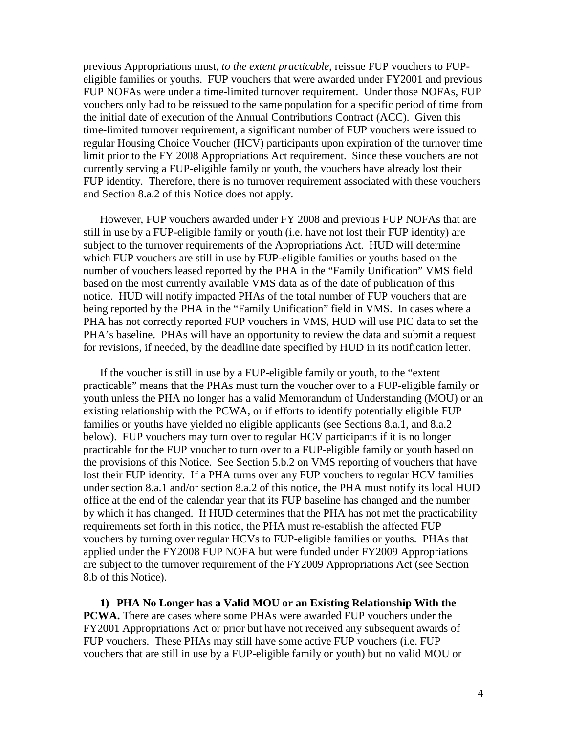previous Appropriations must, *to the extent practicable*, reissue FUP vouchers to FUP-eligible families or youths. FUP vouchers that were awarded under FY2001 and previous FUP NOFAs were under a time-limited turnover requirement. Under those NOFAs, FUP vouchers only had to be reissued to the same population for a specific period of time from the initial date of execution of the Annual Contributions Contract (ACC). Given this time-limited turnover requirement, a significant number of FUP vouchers were issued to regular Housing Choice Voucher (HCV) participants upon expiration of the turnover time limit prior to the FY 2008 Appropriations Act requirement. Since these vouchers are not currently serving a FUP-eligible family or youth, the vouchers have already lost their FUP identity. Therefore, there is no turnover requirement associated with these vouchers and Section 8.a.2 of this Notice does not apply.

However, FUP vouchers awarded under FY 2008 and previous FUP NOFAs that are still in use by a FUP-eligible family or youth (i.e. have not lost their FUP identity) are subject to the turnover requirements of the Appropriations Act. HUD will determine which FUP vouchers are still in use by FUP-eligible families or youths based on the number of vouchers leased reported by the PHA in the "Family Unification" VMS field based on the most currently available VMS data as of the date of publication of this notice. HUD will notify impacted PHAs of the total number of FUP vouchers that are being reported by the PHA in the "Family Unification" field in VMS. In cases where a PHA has not correctly reported FUP vouchers in VMS, HUD will use PIC data to set the PHA's baseline. PHAs will have an opportunity to review the data and submit a request for revisions, if needed, by the deadline date specified by HUD in its notification letter.

If the voucher is still in use by a FUP-eligible family or youth, to the "extent practicable" means that the PHAs must turn the voucher over to a FUP-eligible family or youth unless the PHA no longer has a valid Memorandum of Understanding (MOU) or an existing relationship with the PCWA, or if efforts to identify potentially eligible FUP families or youths have yielded no eligible applicants (see Sections 8.a.1, and 8.a.2 below). FUP vouchers may turn over to regular HCV participants if it is no longer practicable for the FUP voucher to turn over to a FUP-eligible family or youth based on the provisions of this Notice. See Section 5.b.2 on VMS reporting of vouchers that have lost their FUP identity. If a PHA turns over any FUP vouchers to regular HCV families under section 8.a.1 and/or section 8.a.2 of this notice, the PHA must notify its local HUD office at the end of the calendar year that its FUP baseline has changed and the number by which it has changed. If HUD determines that the PHA has not met the practicability requirements set forth in this notice, the PHA must re-establish the affected FUP vouchers by turning over regular HCVs to FUP-eligible families or youths. PHAs that applied under the FY2008 FUP NOFA but were funded under FY2009 Appropriations are subject to the turnover requirement of the FY2009 Appropriations Act (see Section 8.b of this Notice).

**1) PHA No Longer has a Valid MOU or an Existing Relationship With the PCWA.** There are cases where some PHAs were awarded FUP vouchers under the FY2001 Appropriations Act or prior but have not received any subsequent awards of FUP vouchers. These PHAs may still have some active FUP vouchers (i.e. FUP vouchers that are still in use by a FUP-eligible family or youth) but no valid MOU or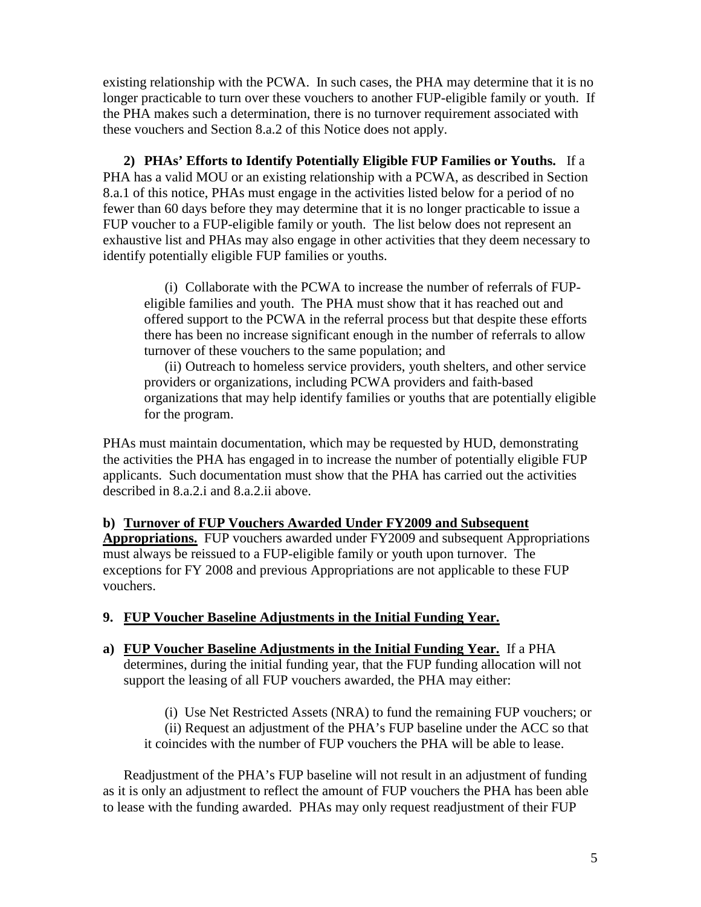existing relationship with the PCWA. In such cases, the PHA may determine that it is no longer practicable to turn over these vouchers to another FUP-eligible family or youth. If the PHA makes such a determination, there is no turnover requirement associated with these vouchers and Section 8.a.2 of this Notice does not apply.

**2) PHAs' Efforts to Identify Potentially Eligible FUP Families or Youths.** If a PHA has a valid MOU or an existing relationship with a PCWA, as described in Section 8.a.1 of this notice, PHAs must engage in the activities listed below for a period of no fewer than 60 days before they may determine that it is no longer practicable to issue a FUP voucher to a FUP-eligible family or youth. The list below does not represent an exhaustive list and PHAs may also engage in other activities that they deem necessary to identify potentially eligible FUP families or youths.

(i) Collaborate with the PCWA to increase the number of referrals of FUP-eligible families and youth. The PHA must show that it has reached out and offered support to the PCWA in the referral process but that despite these efforts there has been no increase significant enough in the number of referrals to allow turnover of these vouchers to the same population; and

(ii) Outreach to homeless service providers, youth shelters, and other service providers or organizations, including PCWA providers and faith-based organizations that may help identify families or youths that are potentially eligible for the program.

PHAs must maintain documentation, which may be requested by HUD, demonstrating the activities the PHA has engaged in to increase the number of potentially eligible FUP applicants. Such documentation must show that the PHA has carried out the activities described in 8.a.2.i and 8.a.2.ii above.

**b) <u>Turnover of FUP Vouchers Awarded Under FY2009 and Subsequent Appropriations.</u>** FUP vouchers awarded under FY2009 and subsequent Appropriations must always be reissued to a FUP-eligible family or youth upon turnover. The exceptions for FY 2008 and previous Appropriations are not applicable to these FUP vouchers.

## 9. <u>FUP Voucher Baseline Adjustments in the Initial Funding Year.</u>

**a) <u>FUP Voucher Baseline Adjustments in the Initial Funding Year.</u>** If a PHA determines, during the initial funding year, that the FUP funding allocation will not support the leasing of all FUP vouchers awarded, the PHA may either:

(i) Use Net Restricted Assets (NRA) to fund the remaining FUP vouchers; or

(ii) Request an adjustment of the PHA's FUP baseline under the ACC so that it coincides with the number of FUP vouchers the PHA will be able to lease.

Readjustment of the PHA's FUP baseline will not result in an adjustment of funding as it is only an adjustment to reflect the amount of FUP vouchers the PHA has been able to lease with the funding awarded. PHAs may only request readjustment of their FUP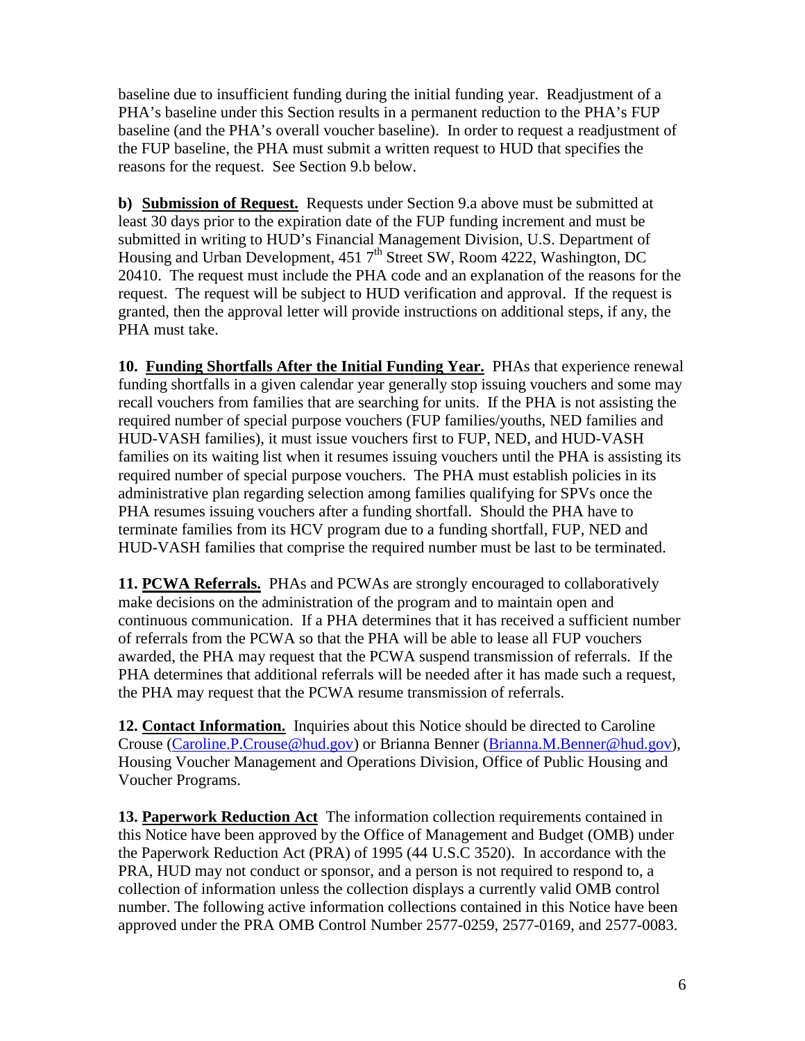baseline due to insufficient funding during the initial funding year. Readjustment of a PHA's baseline under this Section results in a permanent reduction to the PHA's FUP baseline (and the PHA's overall voucher baseline). In order to request a readjustment of the FUP baseline, the PHA must submit a written request to HUD that specifies the reasons for the request. See Section 9.b below.

**b) <u>Submission of Request.</u>** Requests under Section 9.a above must be submitted at least 30 days prior to the expiration date of the FUP funding increment and must be submitted in writing to HUD's Financial Management Division, U.S. Department of Housing and Urban Development, 451 7th Street SW, Room 4222, Washington, DC 20410. The request must include the PHA code and an explanation of the reasons for the request. The request will be subject to HUD verification and approval. If the request is granted, then the approval letter will provide instructions on additional steps, if any, the PHA must take.

**10. <u>Funding Shortfalls After the Initial Funding Year.</u>** PHAs that experience renewal funding shortfalls in a given calendar year generally stop issuing vouchers and some may recall vouchers from families that are searching for units. If the PHA is not assisting the required number of special purpose vouchers (FUP families/youths, NED families and HUD-VASH families), it must issue vouchers first to FUP, NED, and HUD-VASH families on its waiting list when it resumes issuing vouchers until the PHA is assisting its required number of special purpose vouchers. The PHA must establish policies in its administrative plan regarding selection among families qualifying for SPVs once the PHA resumes issuing vouchers after a funding shortfall. Should the PHA have to terminate families from its HCV program due to a funding shortfall, FUP, NED and HUD-VASH families that comprise the required number must be last to be terminated.

**11. <u>PCWA Referrals.</u>** PHAs and PCWAs are strongly encouraged to collaboratively make decisions on the administration of the program and to maintain open and continuous communication. If a PHA determines that it has received a sufficient number of referrals from the PCWA so that the PHA will be able to lease all FUP vouchers awarded, the PHA may request that the PCWA suspend transmission of referrals. If the PHA determines that additional referrals will be needed after it has made such a request, the PHA may request that the PCWA resume transmission of referrals.

**12. <u>Contact Information.</u>** Inquiries about this Notice should be directed to Caroline Crouse (Caroline.P.Crouse@hud.gov) or Brianna Benner (Brianna.M.Benner@hud.gov), Housing Voucher Management and Operations Division, Office of Public Housing and Voucher Programs.

**13. <u>Paperwork Reduction Act</u>** The information collection requirements contained in this Notice have been approved by the Office of Management and Budget (OMB) under the Paperwork Reduction Act (PRA) of 1995 (44 U.S.C 3520). In accordance with the PRA, HUD may not conduct or sponsor, and a person is not required to respond to, a collection of information unless the collection displays a currently valid OMB control number. The following active information collections contained in this Notice have been approved under the PRA OMB Control Number 2577-0259, 2577-0169, and 2577-0083.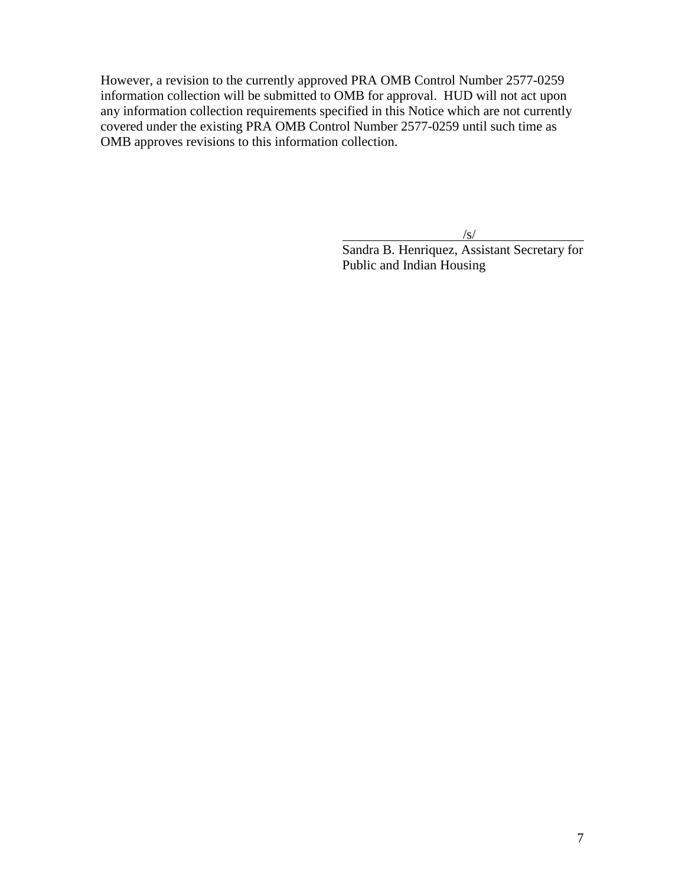However, a revision to the currently approved PRA OMB Control Number 2577-0259 information collection will be submitted to OMB for approval. HUD will not act upon any information collection requirements specified in this Notice which are not currently covered under the existing PRA OMB Control Number 2577-0259 until such time as OMB approves revisions to this information collection.

/s/

Sandra B. Henriquez, Assistant Secretary for Public and Indian Housing